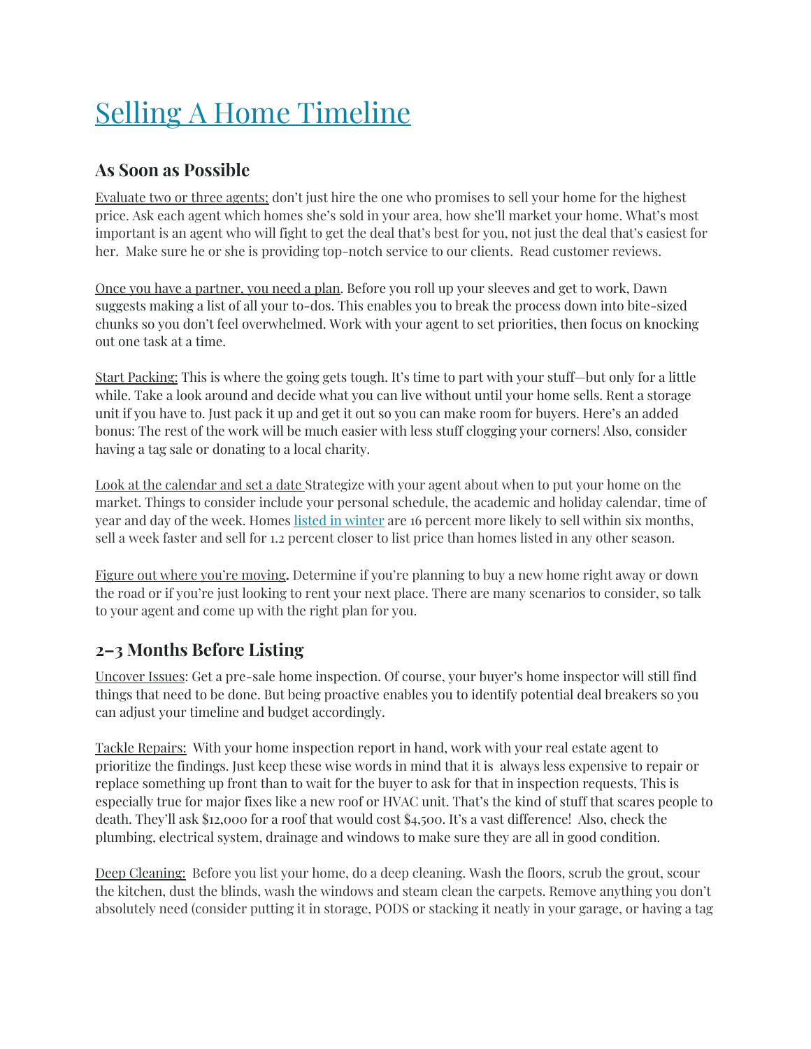# Selling A Home Timeline

## As Soon as Possible

Evaluate two or three agents; don't just hire the one who promises to sell your home for the highest price. Ask each agent which homes she's sold in your area, how she'll market your home. What's most important is an agent who will fight to get the deal that's best for you, not just the deal that's easiest for her.  Make sure he or she is providing top-notch service to our clients.  Read customer reviews.

Once you have a partner, you need a plan. Before you roll up your sleeves and get to work, Dawn suggests making a list of all your to-dos. This enables you to break the process down into bite-sized chunks so you don't feel overwhelmed. Work with your agent to set priorities, then focus on knocking out one task at a time.

Start Packing: This is where the going gets tough. It's time to part with your stuff—but only for a little while. Take a look around and decide what you can live without until your home sells. Rent a storage unit if you have to. Just pack it up and get it out so you can make room for buyers. Here's an added bonus: The rest of the work will be much easier with less stuff clogging your corners! Also, consider having a tag sale or donating to a local charity.

Look at the calendar and set a date Strategize with your agent about when to put your home on the market. Things to consider include your personal schedule, the academic and holiday calendar, time of year and day of the week. Homes listed in winter are 16 percent more likely to sell within six months, sell a week faster and sell for 1.2 percent closer to list price than homes listed in any other season.

Figure out where you're moving. Determine if you're planning to buy a new home right away or down the road or if you're just looking to rent your next place. There are many scenarios to consider, so talk to your agent and come up with the right plan for you.

## 2–3 Months Before Listing

Uncover Issues: Get a pre-sale home inspection. Of course, your buyer's home inspector will still find things that need to be done. But being proactive enables you to identify potential deal breakers so you can adjust your timeline and budget accordingly.

Tackle Repairs:  With your home inspection report in hand, work with your real estate agent to prioritize the findings. Just keep these wise words in mind that it is  always less expensive to repair or replace something up front than to wait for the buyer to ask for that in inspection requests, This is especially true for major fixes like a new roof or HVAC unit. That's the kind of stuff that scares people to death. They'll ask $12,000 for a roof that would cost $4,500. It's a vast difference!  Also, check the plumbing, electrical system, drainage and windows to make sure they are all in good condition.

Deep Cleaning:  Before you list your home, do a deep cleaning. Wash the floors, scrub the grout, scour the kitchen, dust the blinds, wash the windows and steam clean the carpets. Remove anything you don't absolutely need (consider putting it in storage, PODS or stacking it neatly in your garage, or having a tag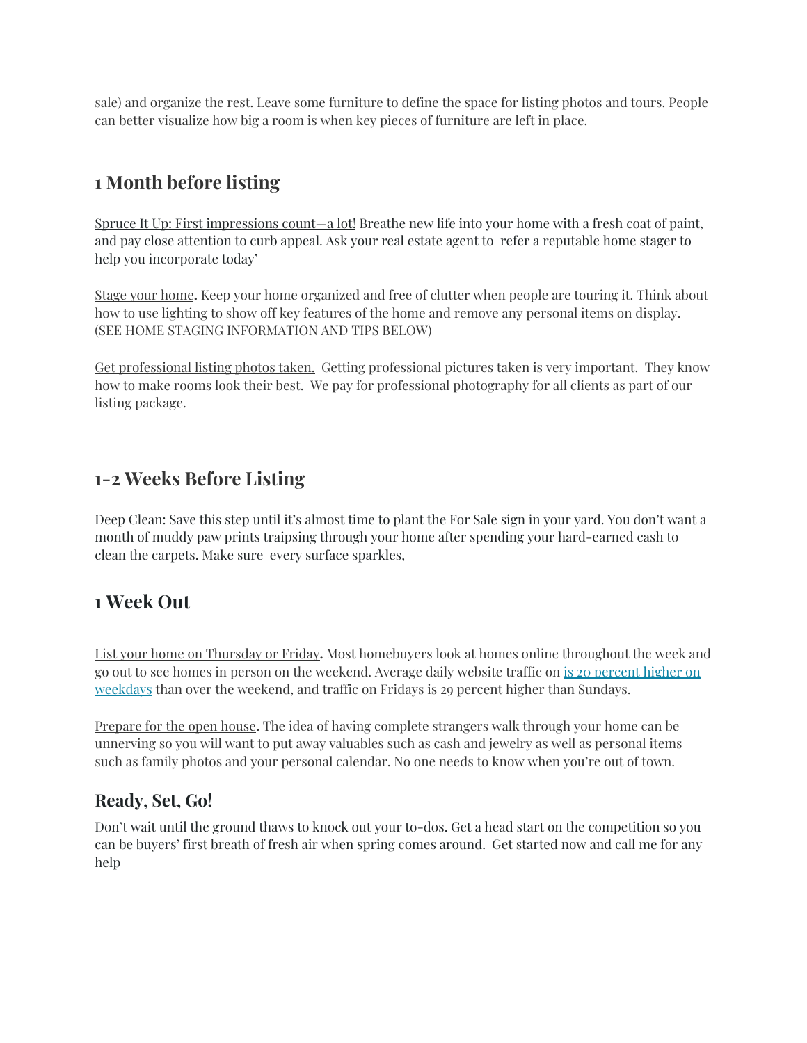sale) and organize the rest. Leave some furniture to define the space for listing photos and tours. People can better visualize how big a room is when key pieces of furniture are left in place.

## 1 Month before listing

Spruce It Up: First impressions count—a lot! Breathe new life into your home with a fresh coat of paint, and pay close attention to curb appeal. Ask your real estate agent to refer a reputable home stager to help you incorporate today'

Stage your home**.** Keep your home organized and free of clutter when people are touring it. Think about how to use lighting to show off key features of the home and remove any personal items on display. (SEE HOME STAGING INFORMATION AND TIPS BELOW)

Get professional listing photos taken. Getting professional pictures taken is very important. They know how to make rooms look their best. We pay for professional photography for all clients as part of our listing package.

## 1-2 Weeks Before Listing

Deep Clean: Save this step until it's almost time to plant the For Sale sign in your yard. You don't want a month of muddy paw prints traipsing through your home after spending your hard-earned cash to clean the carpets. Make sure every surface sparkles,

## 1 Week Out

List your home on Thursday or Friday**.** Most homebuyers look at homes online throughout the week and go out to see homes in person on the weekend. Average daily website traffic on is 20 percent higher on weekdays than over the weekend, and traffic on Fridays is 29 percent higher than Sundays.

Prepare for the open house**.** The idea of having complete strangers walk through your home can be unnerving so you will want to put away valuables such as cash and jewelry as well as personal items such as family photos and your personal calendar. No one needs to know when you're out of town.

### Ready, Set, Go!

Don't wait until the ground thaws to knock out your to-dos. Get a head start on the competition so you can be buyers' first breath of fresh air when spring comes around. Get started now and call me for any help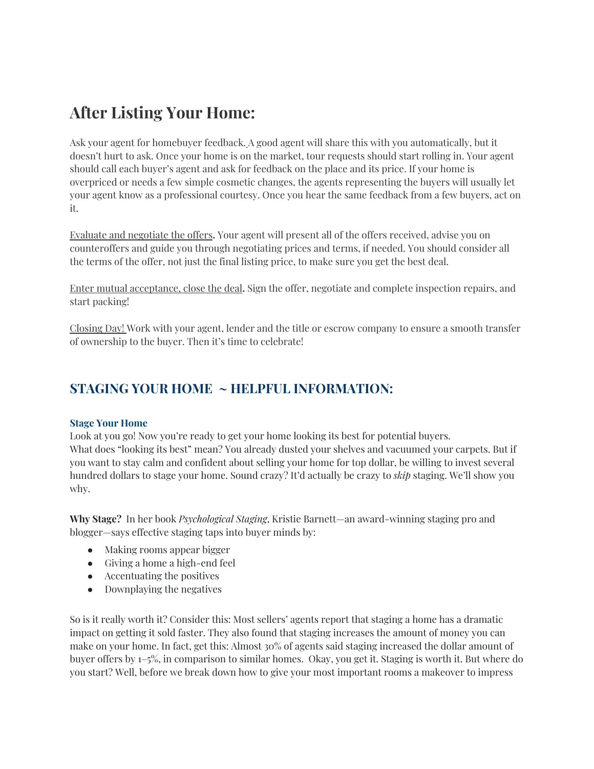# After Listing Your Home:

Ask your agent for homebuyer feedback. A good agent will share this with you automatically, but it doesn't hurt to ask. Once your home is on the market, tour requests should start rolling in. Your agent should call each buyer's agent and ask for feedback on the place and its price. If your home is overpriced or needs a few simple cosmetic changes, the agents representing the buyers will usually let your agent know as a professional courtesy. Once you hear the same feedback from a few buyers, act on it.

Evaluate and negotiate the offers**.** Your agent will present all of the offers received, advise you on counteroffers and guide you through negotiating prices and terms, if needed. You should consider all the terms of the offer, not just the final listing price, to make sure you get the best deal.

Enter mutual acceptance, close the deal**.** Sign the offer, negotiate and complete inspection repairs, and start packing!

Closing Day! Work with your agent, lender and the title or escrow company to ensure a smooth transfer of ownership to the buyer. Then it's time to celebrate!

## STAGING YOUR HOME ~ HELPFUL INFORMATION:

### Stage Your Home

Look at you go! Now you're ready to get your home looking its best for potential buyers.
What does "looking its best" mean? You already dusted your shelves and vacuumed your carpets. But if you want to stay calm and confident about selling your home for top dollar, be willing to invest several hundred dollars to stage your home. Sound crazy? It'd actually be crazy to ***skip*** staging. We'll show you why.

**Why Stage?** In her book *Psychological Staging*, Kristie Barnett—an award-winning staging pro and blogger—says effective staging taps into buyer minds by:

- Making rooms appear bigger
- Giving a home a high-end feel
- Accentuating the positives
- Downplaying the negatives

So is it really worth it? Consider this: Most sellers' agents report that staging a home has a dramatic impact on getting it sold faster. They also found that staging increases the amount of money you can make on your home. In fact, get this: Almost 30% of agents said staging increased the dollar amount of buyer offers by 1–5%, in comparison to similar homes. Okay, you get it. Staging is worth it. But where do you start? Well, before we break down how to give your most important rooms a makeover to impress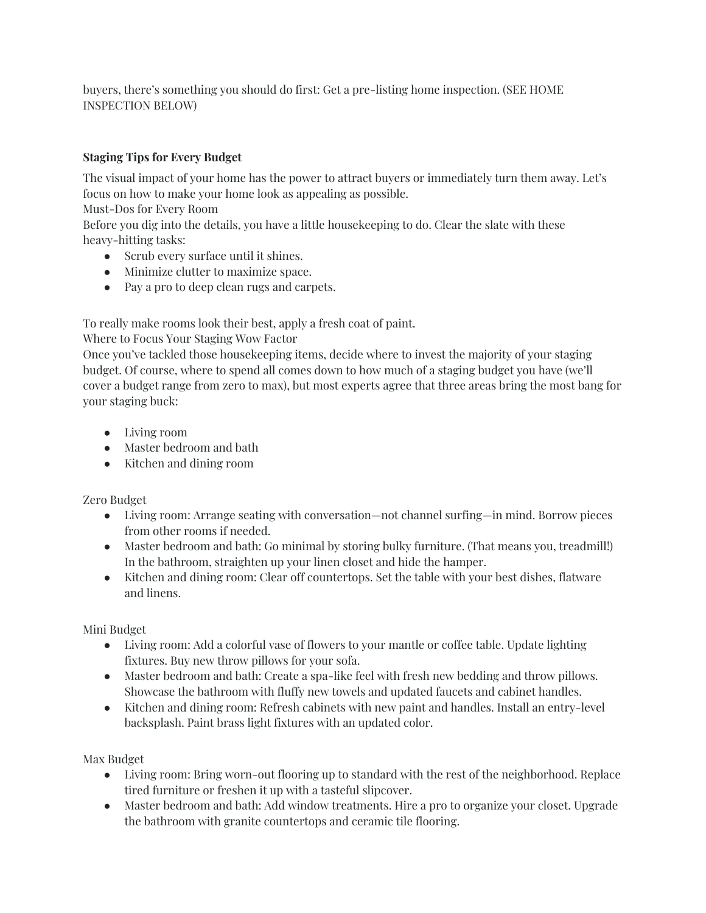buyers, there's something you should do first: Get a pre-listing home inspection. (SEE HOME INSPECTION BELOW)

**Staging Tips for Every Budget**

The visual impact of your home has the power to attract buyers or immediately turn them away. Let's focus on how to make your home look as appealing as possible.

Must-Dos for Every Room

Before you dig into the details, you have a little housekeeping to do. Clear the slate with these heavy-hitting tasks:

- Scrub every surface until it shines.
- Minimize clutter to maximize space.
- Pay a pro to deep clean rugs and carpets.

To really make rooms look their best, apply a fresh coat of paint.

Where to Focus Your Staging Wow Factor

Once you've tackled those housekeeping items, decide where to invest the majority of your staging budget. Of course, where to spend all comes down to how much of a staging budget you have (we'll cover a budget range from zero to max), but most experts agree that three areas bring the most bang for your staging buck:

- Living room
- Master bedroom and bath
- Kitchen and dining room

Zero Budget

- Living room: Arrange seating with conversation—not channel surfing—in mind. Borrow pieces from other rooms if needed.
- Master bedroom and bath: Go minimal by storing bulky furniture. (That means you, treadmill!) In the bathroom, straighten up your linen closet and hide the hamper.
- Kitchen and dining room: Clear off countertops. Set the table with your best dishes, flatware and linens.

Mini Budget

- Living room: Add a colorful vase of flowers to your mantle or coffee table. Update lighting fixtures. Buy new throw pillows for your sofa.
- Master bedroom and bath: Create a spa-like feel with fresh new bedding and throw pillows. Showcase the bathroom with fluffy new towels and updated faucets and cabinet handles.
- Kitchen and dining room: Refresh cabinets with new paint and handles. Install an entry-level backsplash. Paint brass light fixtures with an updated color.

Max Budget

- Living room: Bring worn-out flooring up to standard with the rest of the neighborhood. Replace tired furniture or freshen it up with a tasteful slipcover.
- Master bedroom and bath: Add window treatments. Hire a pro to organize your closet. Upgrade the bathroom with granite countertops and ceramic tile flooring.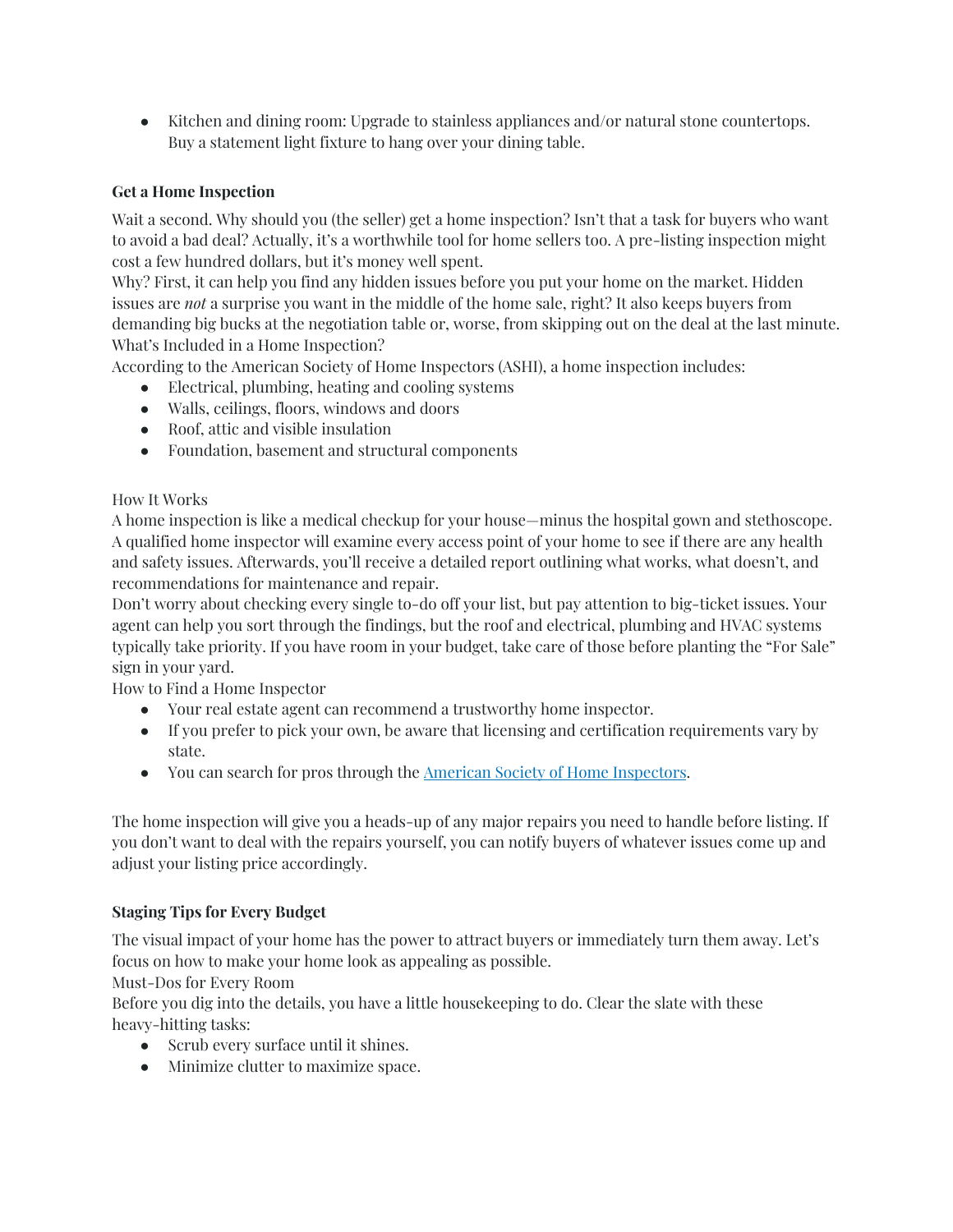- Kitchen and dining room: Upgrade to stainless appliances and/or natural stone countertops. Buy a statement light fixture to hang over your dining table.

**Get a Home Inspection**

Wait a second. Why should you (the seller) get a home inspection? Isn't that a task for buyers who want to avoid a bad deal? Actually, it's a worthwhile tool for home sellers too. A pre-listing inspection might cost a few hundred dollars, but it's money well spent.

Why? First, it can help you find any hidden issues before you put your home on the market. Hidden issues are *not* a surprise you want in the middle of the home sale, right? It also keeps buyers from demanding big bucks at the negotiation table or, worse, from skipping out on the deal at the last minute.

What's Included in a Home Inspection?

According to the American Society of Home Inspectors (ASHI), a home inspection includes:

- Electrical, plumbing, heating and cooling systems
- Walls, ceilings, floors, windows and doors
- Roof, attic and visible insulation
- Foundation, basement and structural components

How It Works

A home inspection is like a medical checkup for your house—minus the hospital gown and stethoscope. A qualified home inspector will examine every access point of your home to see if there are any health and safety issues. Afterwards, you'll receive a detailed report outlining what works, what doesn't, and recommendations for maintenance and repair.

Don't worry about checking every single to-do off your list, but pay attention to big-ticket issues. Your agent can help you sort through the findings, but the roof and electrical, plumbing and HVAC systems typically take priority. If you have room in your budget, take care of those before planting the "For Sale" sign in your yard.

How to Find a Home Inspector

- Your real estate agent can recommend a trustworthy home inspector.
- If you prefer to pick your own, be aware that licensing and certification requirements vary by state.
- You can search for pros through the American Society of Home Inspectors.

The home inspection will give you a heads-up of any major repairs you need to handle before listing. If you don't want to deal with the repairs yourself, you can notify buyers of whatever issues come up and adjust your listing price accordingly.

**Staging Tips for Every Budget**

The visual impact of your home has the power to attract buyers or immediately turn them away. Let's focus on how to make your home look as appealing as possible.

Must-Dos for Every Room

Before you dig into the details, you have a little housekeeping to do. Clear the slate with these heavy-hitting tasks:

- Scrub every surface until it shines.
- Minimize clutter to maximize space.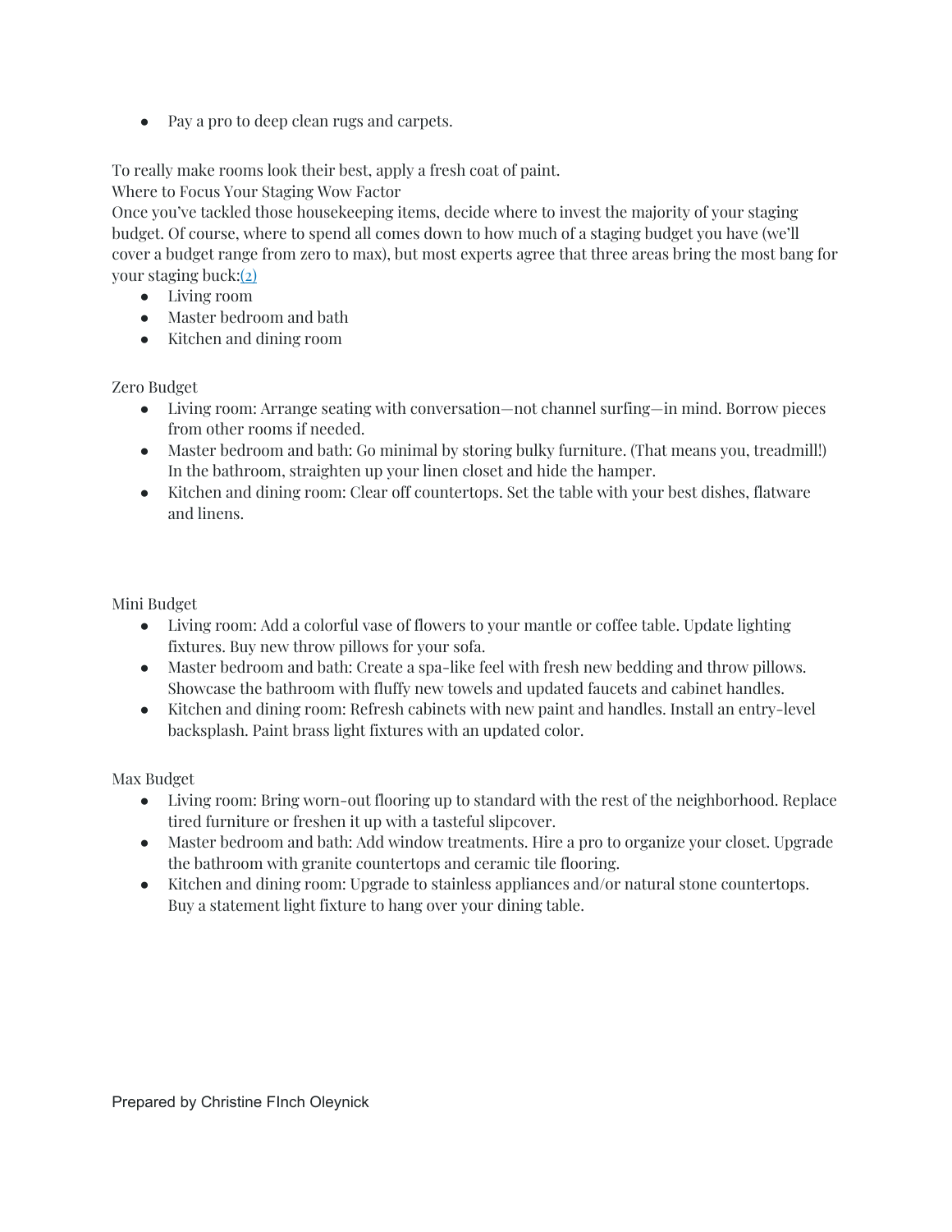- Pay a pro to deep clean rugs and carpets.

To really make rooms look their best, apply a fresh coat of paint.

## Where to Focus Your Staging Wow Factor

Once you've tackled those housekeeping items, decide where to invest the majority of your staging budget. Of course, where to spend all comes down to how much of a staging budget you have (we'll cover a budget range from zero to max), but most experts agree that three areas bring the most bang for your staging buck:[(2)]

- Living room
- Master bedroom and bath
- Kitchen and dining room

### Zero Budget

- Living room: Arrange seating with conversation—not channel surfing—in mind. Borrow pieces from other rooms if needed.
- Master bedroom and bath: Go minimal by storing bulky furniture. (That means you, treadmill!) In the bathroom, straighten up your linen closet and hide the hamper.
- Kitchen and dining room: Clear off countertops. Set the table with your best dishes, flatware and linens.

### Mini Budget

- Living room: Add a colorful vase of flowers to your mantle or coffee table. Update lighting fixtures. Buy new throw pillows for your sofa.
- Master bedroom and bath: Create a spa-like feel with fresh new bedding and throw pillows. Showcase the bathroom with fluffy new towels and updated faucets and cabinet handles.
- Kitchen and dining room: Refresh cabinets with new paint and handles. Install an entry-level backsplash. Paint brass light fixtures with an updated color.

### Max Budget

- Living room: Bring worn-out flooring up to standard with the rest of the neighborhood. Replace tired furniture or freshen it up with a tasteful slipcover.
- Master bedroom and bath: Add window treatments. Hire a pro to organize your closet. Upgrade the bathroom with granite countertops and ceramic tile flooring.
- Kitchen and dining room: Upgrade to stainless appliances and/or natural stone countertops. Buy a statement light fixture to hang over your dining table.